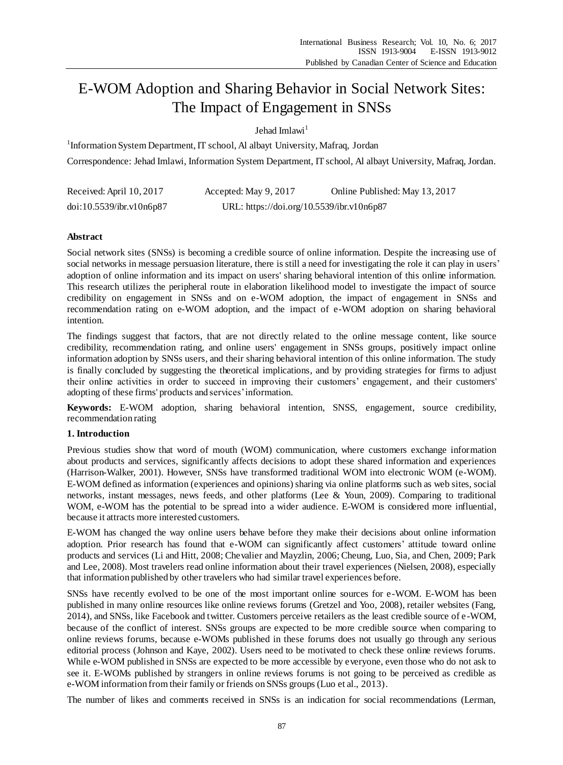# E-WOM Adoption and Sharing Behavior in Social Network Sites: The Impact of Engagement in SNSs

Jehad Imlawi[1]

[1]Information System Department, IT school, Al albayt University, Mafraq, Jordan

Correspondence: Jehad Imlawi, Information System Department, IT school, Al albayt University, Mafraq, Jordan.

Received: April 10, 2017 Accepted: May 9, 2017 Online Published: May 13, 2017

doi:10.5539/ibr.v10n6p87 URL: https://doi.org/10.5539/ibr.v10n6p87

## Abstract

Social network sites (SNSs) is becoming a credible source of online information. Despite the increasing use of social networks in message persuasion literature, there is still a need for investigating the role it can play in users' adoption of online information and its impact on users' sharing behavioral intention of this online information. This research utilizes the peripheral route in elaboration likelihood model to investigate the impact of source credibility on engagement in SNSs and on e-WOM adoption, the impact of engagement in SNSs and recommendation rating on e-WOM adoption, and the impact of e-WOM adoption on sharing behavioral intention.

The findings suggest that factors, that are not directly related to the online message content, like source credibility, recommendation rating, and online users' engagement in SNSs groups, positively impact online information adoption by SNSs users, and their sharing behavioral intention of this online information. The study is finally concluded by suggesting the theoretical implications, and by providing strategies for firms to adjust their online activities in order to succeed in improving their customers' engagement, and their customers' adopting of these firms' products and services' information.

**Keywords:** E-WOM adoption, sharing behavioral intention, SNSS, engagement, source credibility, recommendation rating

## 1. Introduction

Previous studies show that word of mouth (WOM) communication, where customers exchange information about products and services, significantly affects decisions to adopt these shared information and experiences (Harrison-Walker, 2001). However, SNSs have transformed traditional WOM into electronic WOM (e-WOM). E-WOM defined as information (experiences and opinions) sharing via online platforms such as web sites, social networks, instant messages, news feeds, and other platforms (Lee & Youn, 2009). Comparing to traditional WOM, e-WOM has the potential to be spread into a wider audience. E-WOM is considered more influential, because it attracts more interested customers.

E-WOM has changed the way online users behave before they make their decisions about online information adoption. Prior research has found that e-WOM can significantly affect customers' attitude toward online products and services (Li and Hitt, 2008; Chevalier and Mayzlin, 2006; Cheung, Luo, Sia, and Chen, 2009; Park and Lee, 2008). Most travelers read online information about their travel experiences (Nielsen, 2008), especially that information published by other travelers who had similar travel experiences before.

SNSs have recently evolved to be one of the most important online sources for e-WOM. E-WOM has been published in many online resources like online reviews forums (Gretzel and Yoo, 2008), retailer websites (Fang, 2014), and SNSs, like Facebook and twitter. Customers perceive retailers as the least credible source of e-WOM, because of the conflict of interest. SNSs groups are expected to be more credible source when comparing to online reviews forums, because e-WOMs published in these forums does not usually go through any serious editorial process (Johnson and Kaye, 2002). Users need to be motivated to check these online reviews forums. While e-WOM published in SNSs are expected to be more accessible by everyone, even those who do not ask to see it. E-WOMs published by strangers in online reviews forums is not going to be perceived as credible as e-WOM information from their family or friends on SNSs groups (Luo et al., 2013).

The number of likes and comments received in SNSs is an indication for social recommendations (Lerman,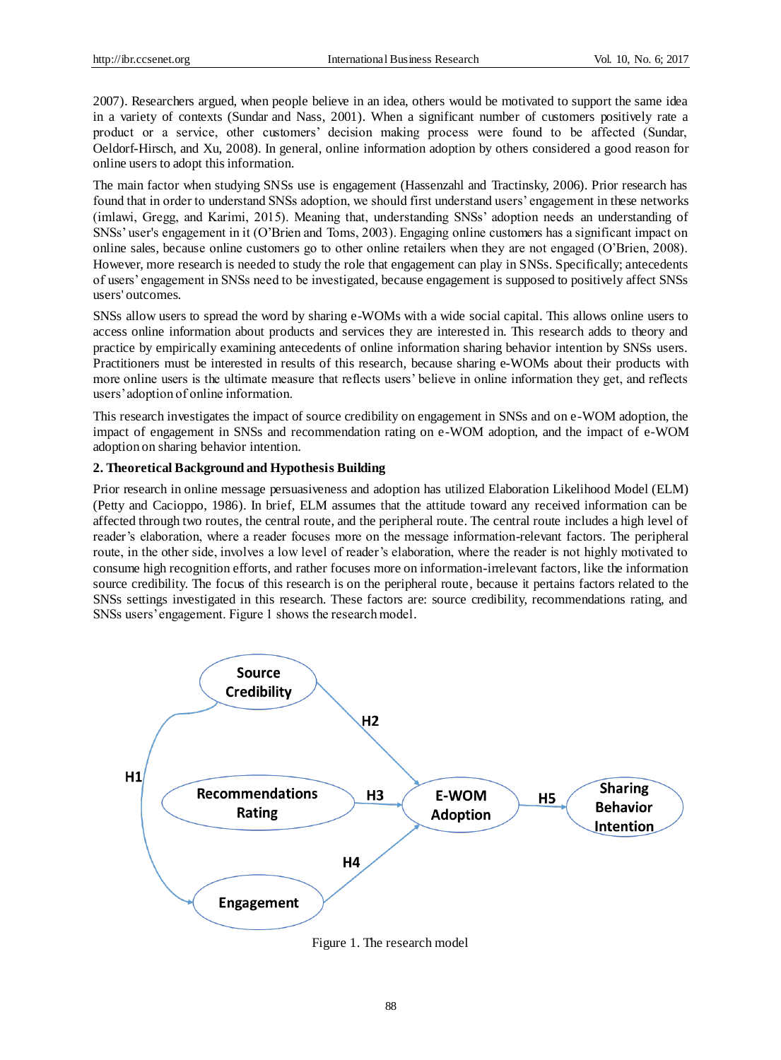2007). Researchers argued, when people believe in an idea, others would be motivated to support the same idea in a variety of contexts (Sundar and Nass, 2001). When a significant number of customers positively rate a product or a service, other customers' decision making process were found to be affected (Sundar, Oeldorf-Hirsch, and Xu, 2008). In general, online information adoption by others considered a good reason for online users to adopt this information.

The main factor when studying SNSs use is engagement (Hassenzahl and Tractinsky, 2006). Prior research has found that in order to understand SNSs adoption, we should first understand users' engagement in these networks (imlawi, Gregg, and Karimi, 2015). Meaning that, understanding SNSs' adoption needs an understanding of SNSs' user's engagement in it (O'Brien and Toms, 2003). Engaging online customers has a significant impact on online sales, because online customers go to other online retailers when they are not engaged (O'Brien, 2008). However, more research is needed to study the role that engagement can play in SNSs. Specifically; antecedents of users' engagement in SNSs need to be investigated, because engagement is supposed to positively affect SNSs users' outcomes.

SNSs allow users to spread the word by sharing e-WOMs with a wide social capital. This allows online users to access online information about products and services they are interested in. This research adds to theory and practice by empirically examining antecedents of online information sharing behavior intention by SNSs users. Practitioners must be interested in results of this research, because sharing e-WOMs about their products with more online users is the ultimate measure that reflects users' believe in online information they get, and reflects users' adoption of online information.

This research investigates the impact of source credibility on engagement in SNSs and on e-WOM adoption, the impact of engagement in SNSs and recommendation rating on e-WOM adoption, and the impact of e-WOM adoption on sharing behavior intention.

## 2. Theoretical Background and Hypothesis Building

Prior research in online message persuasiveness and adoption has utilized Elaboration Likelihood Model (ELM) (Petty and Cacioppo, 1986). In brief, ELM assumes that the attitude toward any received information can be affected through two routes, the central route, and the peripheral route. The central route includes a high level of reader's elaboration, where a reader focuses more on the message information-relevant factors. The peripheral route, in the other side, involves a low level of reader's elaboration, where the reader is not highly motivated to consume high recognition efforts, and rather focuses more on information-irrelevant factors, like the information source credibility. The focus of this research is on the peripheral route, because it pertains factors related to the SNSs settings investigated in this research. These factors are: source credibility, recommendations rating, and SNSs users' engagement. Figure 1 shows the research model.

Source Credibility
Recommendations Rating
Engagement
E-WOM Adoption
Sharing Behavior Intention
H1
H2
H3
H4
H5

Figure 1. The research model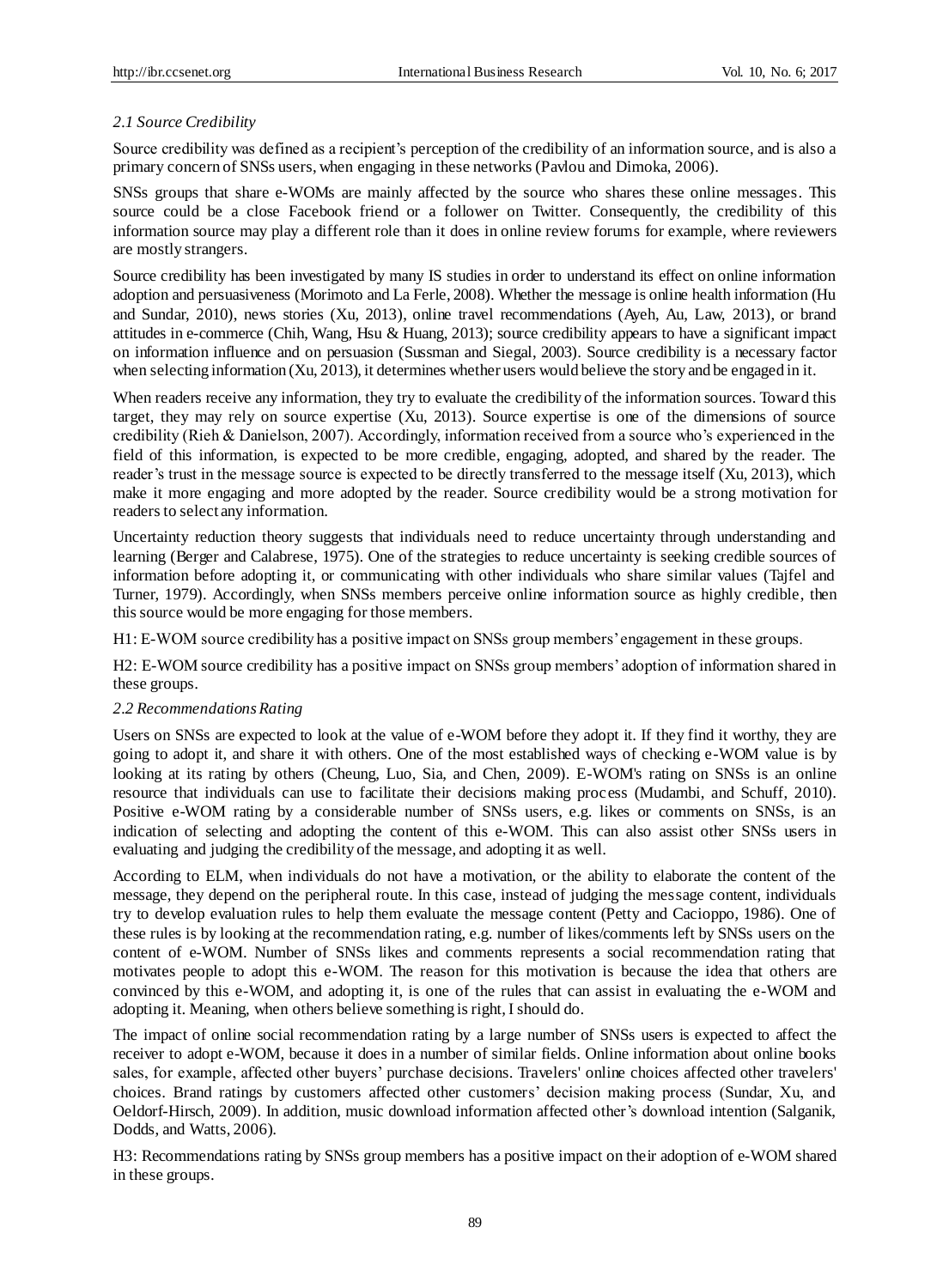### *2.1 Source Credibility*

Source credibility was defined as a recipient's perception of the credibility of an information source, and is also a primary concern of SNSs users, when engaging in these networks (Pavlou and Dimoka, 2006).

SNSs groups that share e-WOMs are mainly affected by the source who shares these online messages. This source could be a close Facebook friend or a follower on Twitter. Consequently, the credibility of this information source may play a different role than it does in online review forums for example, where reviewers are mostly strangers.

Source credibility has been investigated by many IS studies in order to understand its effect on online information adoption and persuasiveness (Morimoto and La Ferle, 2008). Whether the message is online health information (Hu and Sundar, 2010), news stories (Xu, 2013), online travel recommendations (Ayeh, Au, Law, 2013), or brand attitudes in e-commerce (Chih, Wang, Hsu & Huang, 2013); source credibility appears to have a significant impact on information influence and on persuasion (Sussman and Siegal, 2003). Source credibility is a necessary factor when selecting information (Xu, 2013), it determines whether users would believe the story and be engaged in it.

When readers receive any information, they try to evaluate the credibility of the information sources. Toward this target, they may rely on source expertise (Xu, 2013). Source expertise is one of the dimensions of source credibility (Rieh & Danielson, 2007). Accordingly, information received from a source who's experienced in the field of this information, is expected to be more credible, engaging, adopted, and shared by the reader. The reader's trust in the message source is expected to be directly transferred to the message itself (Xu, 2013), which make it more engaging and more adopted by the reader. Source credibility would be a strong motivation for readers to select any information.

Uncertainty reduction theory suggests that individuals need to reduce uncertainty through understanding and learning (Berger and Calabrese, 1975). One of the strategies to reduce uncertainty is seeking credible sources of information before adopting it, or communicating with other individuals who share similar values (Tajfel and Turner, 1979). Accordingly, when SNSs members perceive online information source as highly credible, then this source would be more engaging for those members.

H1: E-WOM source credibility has a positive impact on SNSs group members' engagement in these groups.

H2: E-WOM source credibility has a positive impact on SNSs group members' adoption of information shared in these groups.

### *2.2 Recommendations Rating*

Users on SNSs are expected to look at the value of e-WOM before they adopt it. If they find it worthy, they are going to adopt it, and share it with others. One of the most established ways of checking e-WOM value is by looking at its rating by others (Cheung, Luo, Sia, and Chen, 2009). E-WOM's rating on SNSs is an online resource that individuals can use to facilitate their decisions making process (Mudambi, and Schuff, 2010). Positive e-WOM rating by a considerable number of SNSs users, e.g. likes or comments on SNSs, is an indication of selecting and adopting the content of this e-WOM. This can also assist other SNSs users in evaluating and judging the credibility of the message, and adopting it as well.

According to ELM, when individuals do not have a motivation, or the ability to elaborate the content of the message, they depend on the peripheral route. In this case, instead of judging the message content, individuals try to develop evaluation rules to help them evaluate the message content (Petty and Cacioppo, 1986). One of these rules is by looking at the recommendation rating, e.g. number of likes/comments left by SNSs users on the content of e-WOM. Number of SNSs likes and comments represents a social recommendation rating that motivates people to adopt this e-WOM. The reason for this motivation is because the idea that others are convinced by this e-WOM, and adopting it, is one of the rules that can assist in evaluating the e-WOM and adopting it. Meaning, when others believe something is right, I should do.

The impact of online social recommendation rating by a large number of SNSs users is expected to affect the receiver to adopt e-WOM, because it does in a number of similar fields. Online information about online books sales, for example, affected other buyers' purchase decisions. Travelers' online choices affected other travelers' choices. Brand ratings by customers affected other customers' decision making process (Sundar, Xu, and Oeldorf-Hirsch, 2009). In addition, music download information affected other's download intention (Salganik, Dodds, and Watts, 2006).

H3: Recommendations rating by SNSs group members has a positive impact on their adoption of e-WOM shared in these groups.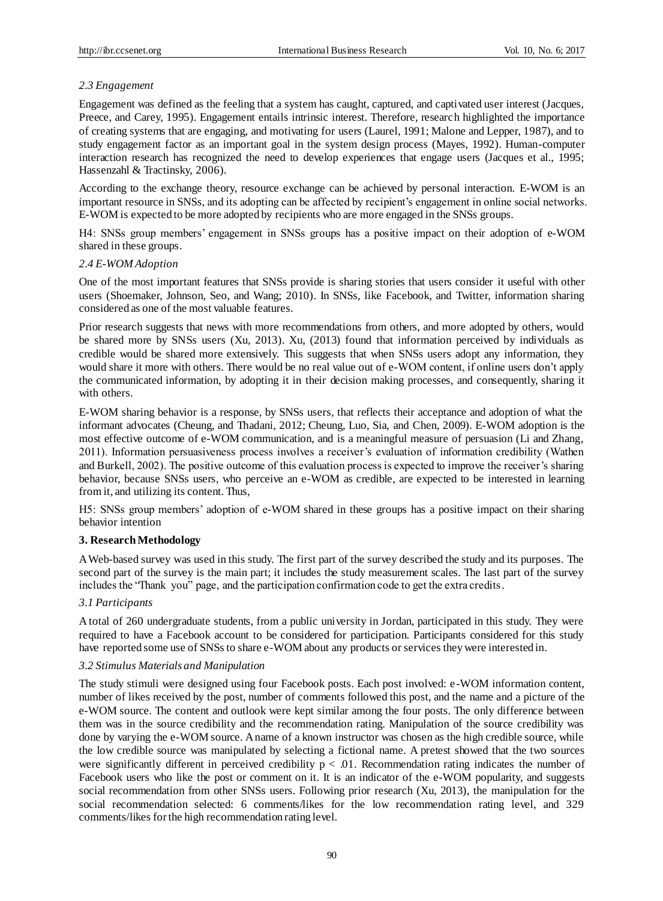### *2.3 Engagement*

Engagement was defined as the feeling that a system has caught, captured, and captivated user interest (Jacques, Preece, and Carey, 1995). Engagement entails intrinsic interest. Therefore, research highlighted the importance of creating systems that are engaging, and motivating for users (Laurel, 1991; Malone and Lepper, 1987), and to study engagement factor as an important goal in the system design process (Mayes, 1992). Human-computer interaction research has recognized the need to develop experiences that engage users (Jacques et al., 1995; Hassenzahl & Tractinsky, 2006).

According to the exchange theory, resource exchange can be achieved by personal interaction. E-WOM is an important resource in SNSs, and its adopting can be affected by recipient's engagement in online social networks. E-WOM is expected to be more adopted by recipients who are more engaged in the SNSs groups.

H4: SNSs group members' engagement in SNSs groups has a positive impact on their adoption of e-WOM shared in these groups.

### *2.4 E-WOM Adoption*

One of the most important features that SNSs provide is sharing stories that users consider it useful with other users (Shoemaker, Johnson, Seo, and Wang; 2010). In SNSs, like Facebook, and Twitter, information sharing considered as one of the most valuable features.

Prior research suggests that news with more recommendations from others, and more adopted by others, would be shared more by SNSs users (Xu, 2013). Xu, (2013) found that information perceived by individuals as credible would be shared more extensively. This suggests that when SNSs users adopt any information, they would share it more with others. There would be no real value out of e-WOM content, if online users don't apply the communicated information, by adopting it in their decision making processes, and consequently, sharing it with others.

E-WOM sharing behavior is a response, by SNSs users, that reflects their acceptance and adoption of what the informant advocates (Cheung, and Thadani, 2012; Cheung, Luo, Sia, and Chen, 2009). E-WOM adoption is the most effective outcome of e-WOM communication, and is a meaningful measure of persuasion (Li and Zhang, 2011). Information persuasiveness process involves a receiver's evaluation of information credibility (Wathen and Burkell, 2002). The positive outcome of this evaluation process is expected to improve the receiver's sharing behavior, because SNSs users, who perceive an e-WOM as credible, are expected to be interested in learning from it, and utilizing its content. Thus,

H5: SNSs group members' adoption of e-WOM shared in these groups has a positive impact on their sharing behavior intention

## **3. Research Methodology**

A Web-based survey was used in this study. The first part of the survey described the study and its purposes. The second part of the survey is the main part; it includes the study measurement scales. The last part of the survey includes the "Thank you" page, and the participation confirmation code to get the extra credits.

### *3.1 Participants*

A total of 260 undergraduate students, from a public university in Jordan, participated in this study. They were required to have a Facebook account to be considered for participation. Participants considered for this study have reported some use of SNSs to share e-WOM about any products or services they were interested in.

### *3.2 Stimulus Materials and Manipulation*

The study stimuli were designed using four Facebook posts. Each post involved: e-WOM information content, number of likes received by the post, number of comments followed this post, and the name and a picture of the e-WOM source. The content and outlook were kept similar among the four posts. The only difference between them was in the source credibility and the recommendation rating. Manipulation of the source credibility was done by varying the e-WOM source. A name of a known instructor was chosen as the high credible source, while the low credible source was manipulated by selecting a fictional name. A pretest showed that the two sources were significantly different in perceived credibility $p < .01$. Recommendation rating indicates the number of Facebook users who like the post or comment on it. It is an indicator of the e-WOM popularity, and suggests social recommendation from other SNSs users. Following prior research (Xu, 2013), the manipulation for the social recommendation selected: 6 comments/likes for the low recommendation rating level, and 329 comments/likes for the high recommendation rating level.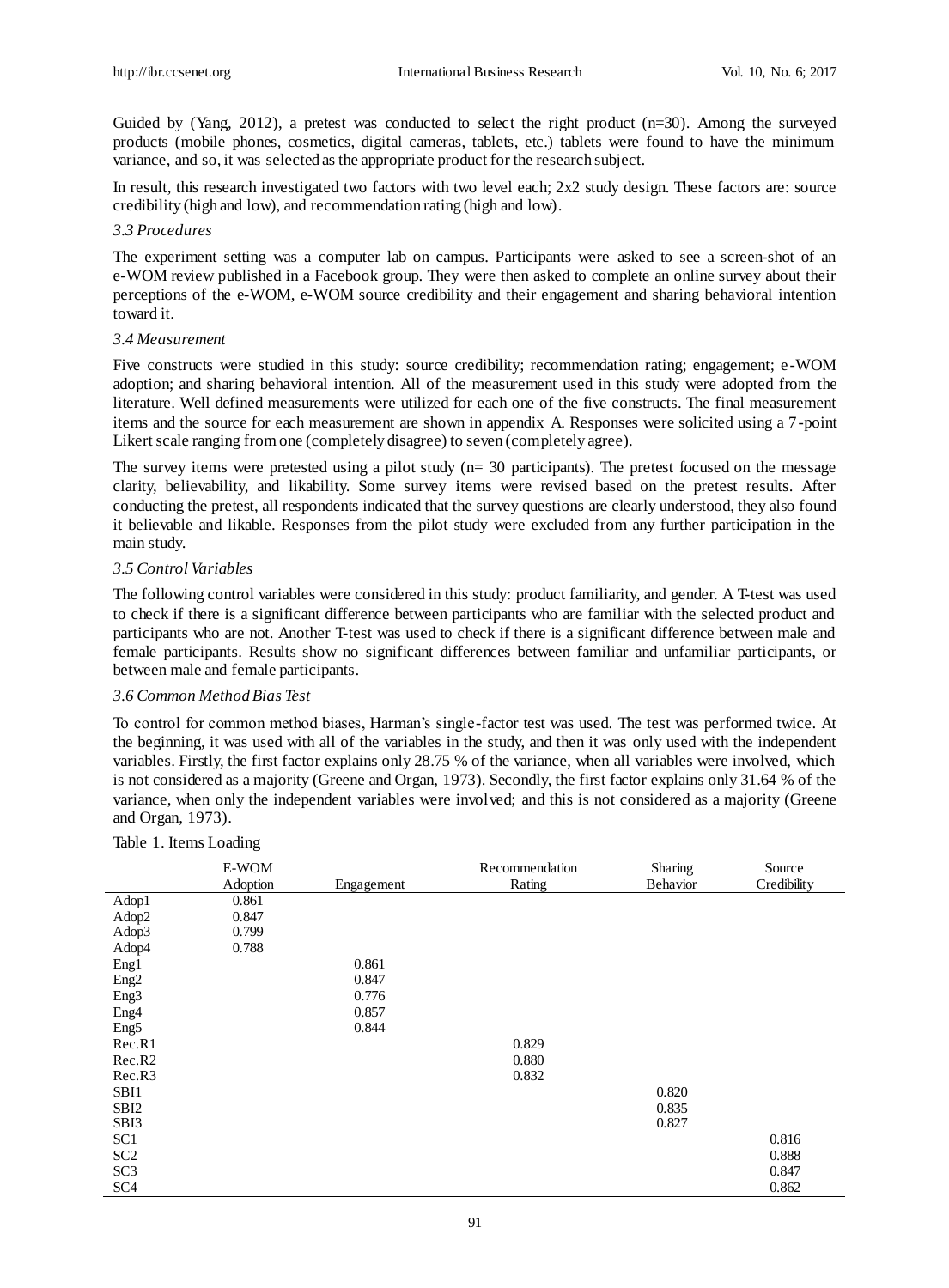Guided by (Yang, 2012), a pretest was conducted to select the right product (n=30). Among the surveyed products (mobile phones, cosmetics, digital cameras, tablets, etc.) tablets were found to have the minimum variance, and so, it was selected as the appropriate product for the research subject.

In result, this research investigated two factors with two level each; 2x2 study design. These factors are: source credibility (high and low), and recommendation rating (high and low).

### *3.3 Procedures*

The experiment setting was a computer lab on campus. Participants were asked to see a screen-shot of an e-WOM review published in a Facebook group. They were then asked to complete an online survey about their perceptions of the e-WOM, e-WOM source credibility and their engagement and sharing behavioral intention toward it.

### *3.4 Measurement*

Five constructs were studied in this study: source credibility; recommendation rating; engagement; e-WOM adoption; and sharing behavioral intention. All of the measurement used in this study were adopted from the literature. Well defined measurements were utilized for each one of the five constructs. The final measurement items and the source for each measurement are shown in appendix A. Responses were solicited using a 7-point Likert scale ranging from one (completely disagree) to seven (completely agree).

The survey items were pretested using a pilot study (n= 30 participants). The pretest focused on the message clarity, believability, and likability. Some survey items were revised based on the pretest results. After conducting the pretest, all respondents indicated that the survey questions are clearly understood, they also found it believable and likable. Responses from the pilot study were excluded from any further participation in the main study.

### *3.5 Control Variables*

The following control variables were considered in this study: product familiarity, and gender. A T-test was used to check if there is a significant difference between participants who are familiar with the selected product and participants who are not. Another T-test was used to check if there is a significant difference between male and female participants. Results show no significant differences between familiar and unfamiliar participants, or between male and female participants.

### *3.6 Common Method Bias Test*

To control for common method biases, Harman's single-factor test was used. The test was performed twice. At the beginning, it was used with all of the variables in the study, and then it was only used with the independent variables. Firstly, the first factor explains only 28.75 % of the variance, when all variables were involved, which is not considered as a majority (Greene and Organ, 1973). Secondly, the first factor explains only 31.64 % of the variance, when only the independent variables were involved; and this is not considered as a majority (Greene and Organ, 1973).

Table 1. Items Loading

| | E-WOM Adoption | Engagement | Recommendation Rating | Sharing Behavior | Source Credibility |
|---|---|---|---|---|---|
| Adop1 | 0.861 | | | | |
| Adop2 | 0.847 | | | | |
| Adop3 | 0.799 | | | | |
| Adop4 | 0.788 | | | | |
| Eng1 | | 0.861 | | | |
| Eng2 | | 0.847 | | | |
| Eng3 | | 0.776 | | | |
| Eng4 | | 0.857 | | | |
| Eng5 | | 0.844 | | | |
| Rec.R1 | | | 0.829 | | |
| Rec.R2 | | | 0.880 | | |
| Rec.R3 | | | 0.832 | | |
| SBI1 | | | | 0.820 | |
| SBI2 | | | | 0.835 | |
| SBI3 | | | | 0.827 | |
| SC1 | | | | | 0.816 |
| SC2 | | | | | 0.888 |
| SC3 | | | | | 0.847 |
| SC4 | | | | | 0.862 |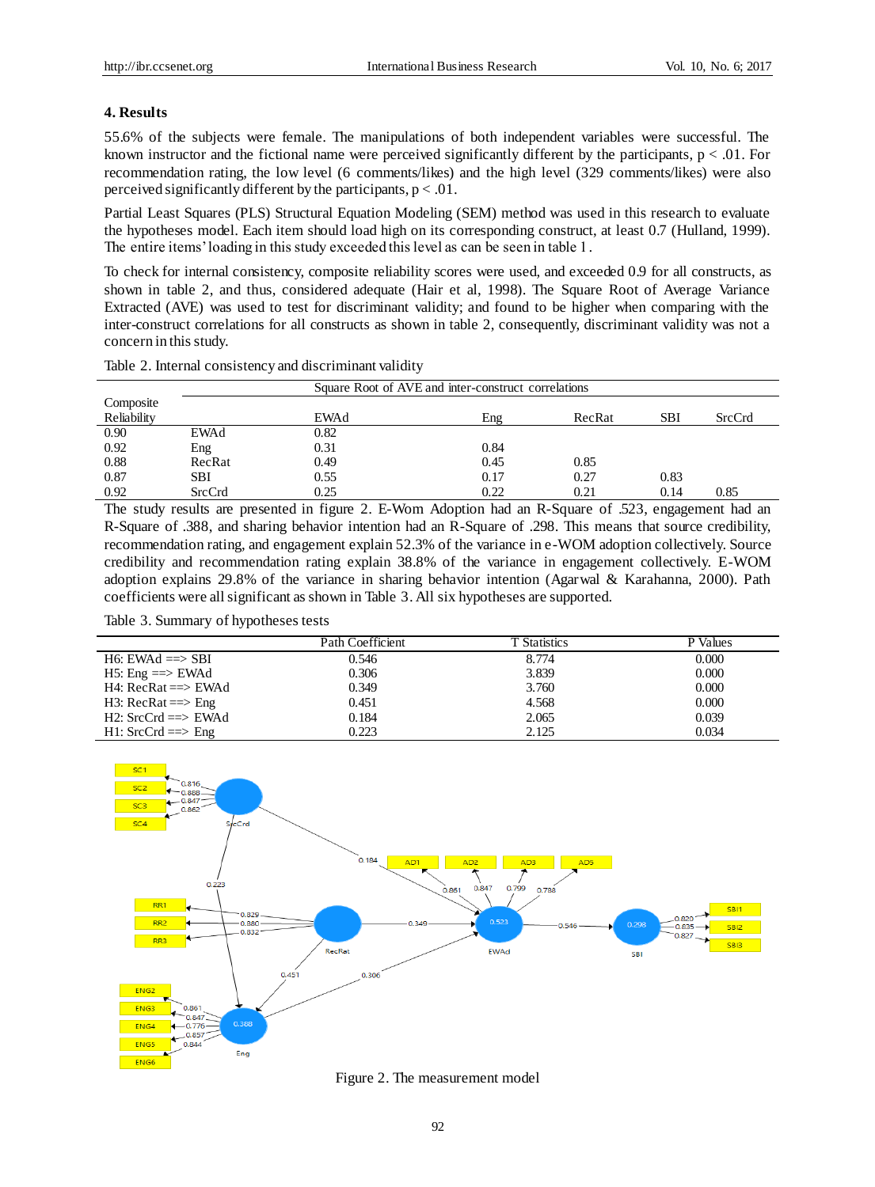## 4. Results

55.6% of the subjects were female. The manipulations of both independent variables were successful. The known instructor and the fictional name were perceived significantly different by the participants, $p < .01$. For recommendation rating, the low level (6 comments/likes) and the high level (329 comments/likes) were also perceived significantly different by the participants, $p < .01$.

Partial Least Squares (PLS) Structural Equation Modeling (SEM) method was used in this research to evaluate the hypotheses model. Each item should load high on its corresponding construct, at least 0.7 (Hulland, 1999). The entire items' loading in this study exceeded this level as can be seen in table 1.

To check for internal consistency, composite reliability scores were used, and exceeded 0.9 for all constructs, as shown in table 2, and thus, considered adequate (Hair et al, 1998). The Square Root of Average Variance Extracted (AVE) was used to test for discriminant validity; and found to be higher when comparing with the inter-construct correlations for all constructs as shown in table 2, consequently, discriminant validity was not a concern in this study.

Table 2. Internal consistency and discriminant validity

| Composite Reliability | | Square Root of AVE and inter-construct correlations | | | | |
|---|---|---|---|---|---|---|
| | | EWAd | Eng | RecRat | SBI | SrcCrd |
| 0.90 | EWAd | 0.82 | | | | |
| 0.92 | Eng | 0.31 | 0.84 | | | |
| 0.88 | RecRat | 0.49 | 0.45 | 0.85 | | |
| 0.87 | SBI | 0.55 | 0.17 | 0.27 | 0.83 | |
| 0.92 | SrcCrd | 0.25 | 0.22 | 0.21 | 0.14 | 0.85 |

The study results are presented in figure 2. E-Wom Adoption had an R-Square of .523, engagement had an R-Square of .388, and sharing behavior intention had an R-Square of .298. This means that source credibility, recommendation rating, and engagement explain 52.3% of the variance in e-WOM adoption collectively. Source credibility and recommendation rating explain 38.8% of the variance in engagement collectively. E-WOM adoption explains 29.8% of the variance in sharing behavior intention (Agarwal & Karahanna, 2000). Path coefficients were all significant as shown in Table 3. All six hypotheses are supported.

Table 3. Summary of hypotheses tests

| | Path Coefficient | T Statistics | P Values |
|---|---|---|---|
| H6: EWAd ==> SBI | 0.546 | 8.774 | 0.000 |
| H5: Eng ==> EWAd | 0.306 | 3.839 | 0.000 |
| H4: RecRat ==> EWAd | 0.349 | 3.760 | 0.000 |
| H3: RecRat ==> Eng | 0.451 | 4.568 | 0.000 |
| H2: SrcCrd ==> EWAd | 0.184 | 2.065 | 0.039 |
| H1: SrcCrd ==> Eng | 0.223 | 2.125 | 0.034 |

Figure 2. The measurement model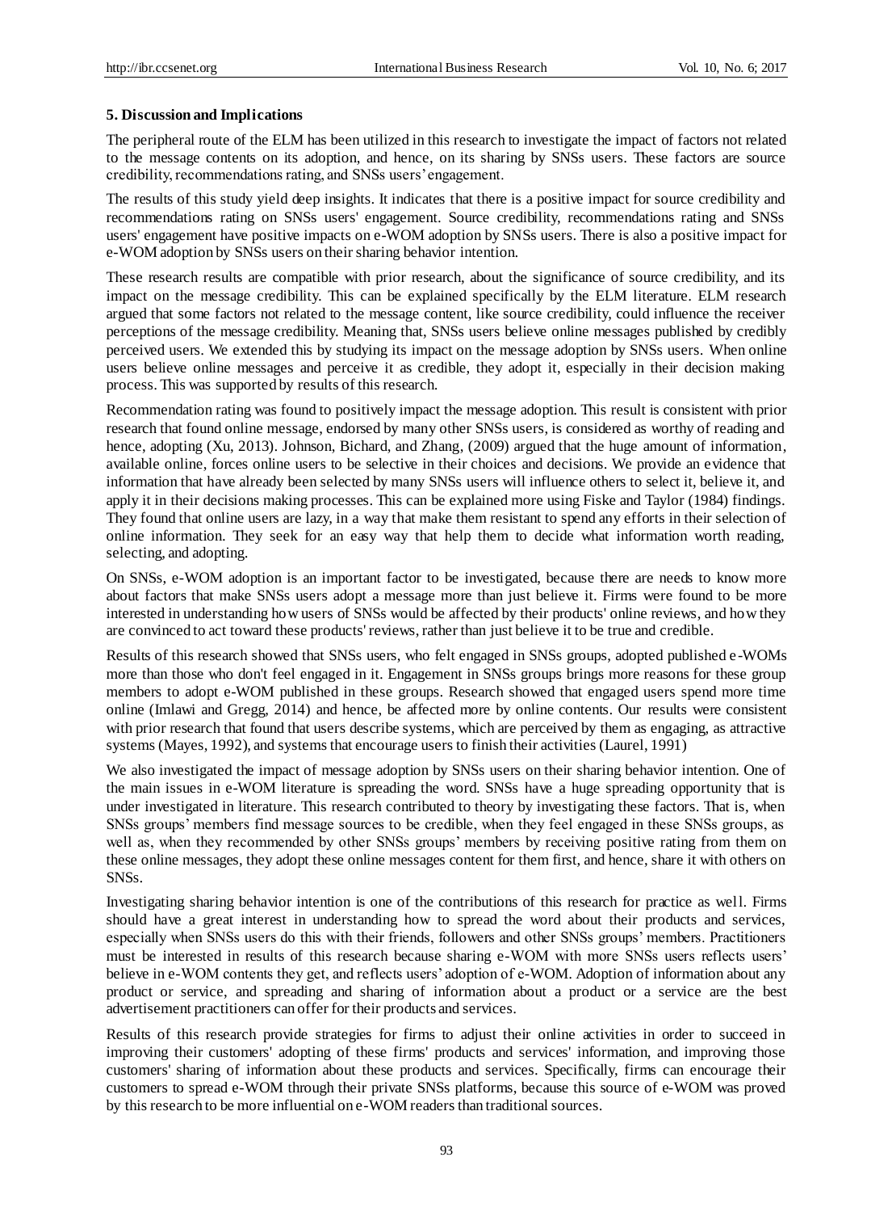### 5. Discussion and Implications

The peripheral route of the ELM has been utilized in this research to investigate the impact of factors not related to the message contents on its adoption, and hence, on its sharing by SNSs users. These factors are source credibility, recommendations rating, and SNSs users' engagement.

The results of this study yield deep insights. It indicates that there is a positive impact for source credibility and recommendations rating on SNSs users' engagement. Source credibility, recommendations rating and SNSs users' engagement have positive impacts on e-WOM adoption by SNSs users. There is also a positive impact for e-WOM adoption by SNSs users on their sharing behavior intention.

These research results are compatible with prior research, about the significance of source credibility, and its impact on the message credibility. This can be explained specifically by the ELM literature. ELM research argued that some factors not related to the message content, like source credibility, could influence the receiver perceptions of the message credibility. Meaning that, SNSs users believe online messages published by credibly perceived users. We extended this by studying its impact on the message adoption by SNSs users. When online users believe online messages and perceive it as credible, they adopt it, especially in their decision making process. This was supported by results of this research.

Recommendation rating was found to positively impact the message adoption. This result is consistent with prior research that found online message, endorsed by many other SNSs users, is considered as worthy of reading and hence, adopting (Xu, 2013). Johnson, Bichard, and Zhang, (2009) argued that the huge amount of information, available online, forces online users to be selective in their choices and decisions. We provide an evidence that information that have already been selected by many SNSs users will influence others to select it, believe it, and apply it in their decisions making processes. This can be explained more using Fiske and Taylor (1984) findings. They found that online users are lazy, in a way that make them resistant to spend any efforts in their selection of online information. They seek for an easy way that help them to decide what information worth reading, selecting, and adopting.

On SNSs, e-WOM adoption is an important factor to be investigated, because there are needs to know more about factors that make SNSs users adopt a message more than just believe it. Firms were found to be more interested in understanding how users of SNSs would be affected by their products' online reviews, and how they are convinced to act toward these products' reviews, rather than just believe it to be true and credible.

Results of this research showed that SNSs users, who felt engaged in SNSs groups, adopted published e-WOMs more than those who don't feel engaged in it. Engagement in SNSs groups brings more reasons for these group members to adopt e-WOM published in these groups. Research showed that engaged users spend more time online (Imlawi and Gregg, 2014) and hence, be affected more by online contents. Our results were consistent with prior research that found that users describe systems, which are perceived by them as engaging, as attractive systems (Mayes, 1992), and systems that encourage users to finish their activities (Laurel, 1991)

We also investigated the impact of message adoption by SNSs users on their sharing behavior intention. One of the main issues in e-WOM literature is spreading the word. SNSs have a huge spreading opportunity that is under investigated in literature. This research contributed to theory by investigating these factors. That is, when SNSs groups' members find message sources to be credible, when they feel engaged in these SNSs groups, as well as, when they recommended by other SNSs groups' members by receiving positive rating from them on these online messages, they adopt these online messages content for them first, and hence, share it with others on SNSs.

Investigating sharing behavior intention is one of the contributions of this research for practice as well. Firms should have a great interest in understanding how to spread the word about their products and services, especially when SNSs users do this with their friends, followers and other SNSs groups' members. Practitioners must be interested in results of this research because sharing e-WOM with more SNSs users reflects users' believe in e-WOM contents they get, and reflects users' adoption of e-WOM. Adoption of information about any product or service, and spreading and sharing of information about a product or a service are the best advertisement practitioners can offer for their products and services.

Results of this research provide strategies for firms to adjust their online activities in order to succeed in improving their customers' adopting of these firms' products and services' information, and improving those customers' sharing of information about these products and services. Specifically, firms can encourage their customers to spread e-WOM through their private SNSs platforms, because this source of e-WOM was proved by this research to be more influential on e-WOM readers than traditional sources.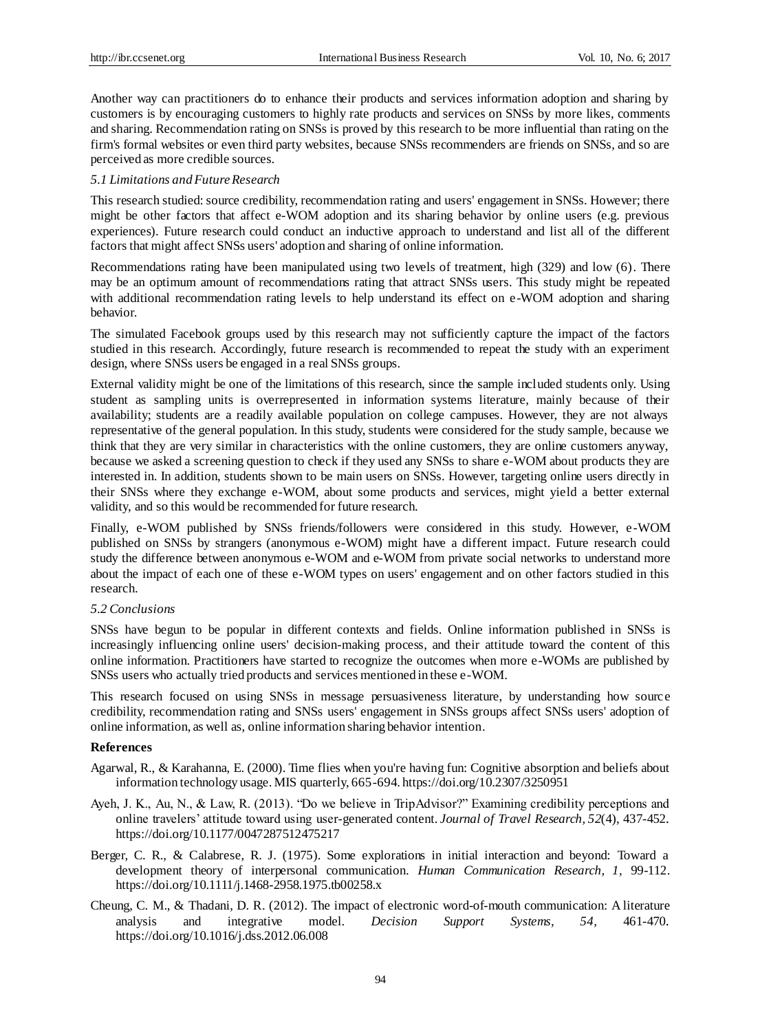Another way can practitioners do to enhance their products and services information adoption and sharing by customers is by encouraging customers to highly rate products and services on SNSs by more likes, comments and sharing. Recommendation rating on SNSs is proved by this research to be more influential than rating on the firm's formal websites or even third party websites, because SNSs recommenders are friends on SNSs, and so are perceived as more credible sources.

### *5.1 Limitations and Future Research*

This research studied: source credibility, recommendation rating and users' engagement in SNSs. However; there might be other factors that affect e-WOM adoption and its sharing behavior by online users (e.g. previous experiences). Future research could conduct an inductive approach to understand and list all of the different factors that might affect SNSs users' adoption and sharing of online information.

Recommendations rating have been manipulated using two levels of treatment, high (329) and low (6). There may be an optimum amount of recommendations rating that attract SNSs users. This study might be repeated with additional recommendation rating levels to help understand its effect on e-WOM adoption and sharing behavior.

The simulated Facebook groups used by this research may not sufficiently capture the impact of the factors studied in this research. Accordingly, future research is recommended to repeat the study with an experiment design, where SNSs users be engaged in a real SNSs groups.

External validity might be one of the limitations of this research, since the sample included students only. Using student as sampling units is overrepresented in information systems literature, mainly because of their availability; students are a readily available population on college campuses. However, they are not always representative of the general population. In this study, students were considered for the study sample, because we think that they are very similar in characteristics with the online customers, they are online customers anyway, because we asked a screening question to check if they used any SNSs to share e-WOM about products they are interested in. In addition, students shown to be main users on SNSs. However, targeting online users directly in their SNSs where they exchange e-WOM, about some products and services, might yield a better external validity, and so this would be recommended for future research.

Finally, e-WOM published by SNSs friends/followers were considered in this study. However, e-WOM published on SNSs by strangers (anonymous e-WOM) might have a different impact. Future research could study the difference between anonymous e-WOM and e-WOM from private social networks to understand more about the impact of each one of these e-WOM types on users' engagement and on other factors studied in this research.

### *5.2 Conclusions*

SNSs have begun to be popular in different contexts and fields. Online information published in SNSs is increasingly influencing online users' decision-making process, and their attitude toward the content of this online information. Practitioners have started to recognize the outcomes when more e-WOMs are published by SNSs users who actually tried products and services mentioned in these e-WOM.

This research focused on using SNSs in message persuasiveness literature, by understanding how source credibility, recommendation rating and SNSs users' engagement in SNSs groups affect SNSs users' adoption of online information, as well as, online information sharing behavior intention.

## References

Agarwal, R., & Karahanna, E. (2000). Time flies when you're having fun: Cognitive absorption and beliefs about information technology usage. MIS quarterly, 665-694. https://doi.org/10.2307/3250951

Ayeh, J. K., Au, N., & Law, R. (2013). "Do we believe in TripAdvisor?" Examining credibility perceptions and online travelers' attitude toward using user-generated content. *Journal of Travel Research, 52*(4), 437-452. https://doi.org/10.1177/0047287512475217

Berger, C. R., & Calabrese, R. J. (1975). Some explorations in initial interaction and beyond: Toward a development theory of interpersonal communication. *Human Communication Research, 1,* 99-112. https://doi.org/10.1111/j.1468-2958.1975.tb00258.x

Cheung, C. M., & Thadani, D. R. (2012). The impact of electronic word-of-mouth communication: A literature analysis and integrative model. *Decision Support Systems, 54*, 461-470. https://doi.org/10.1016/j.dss.2012.06.008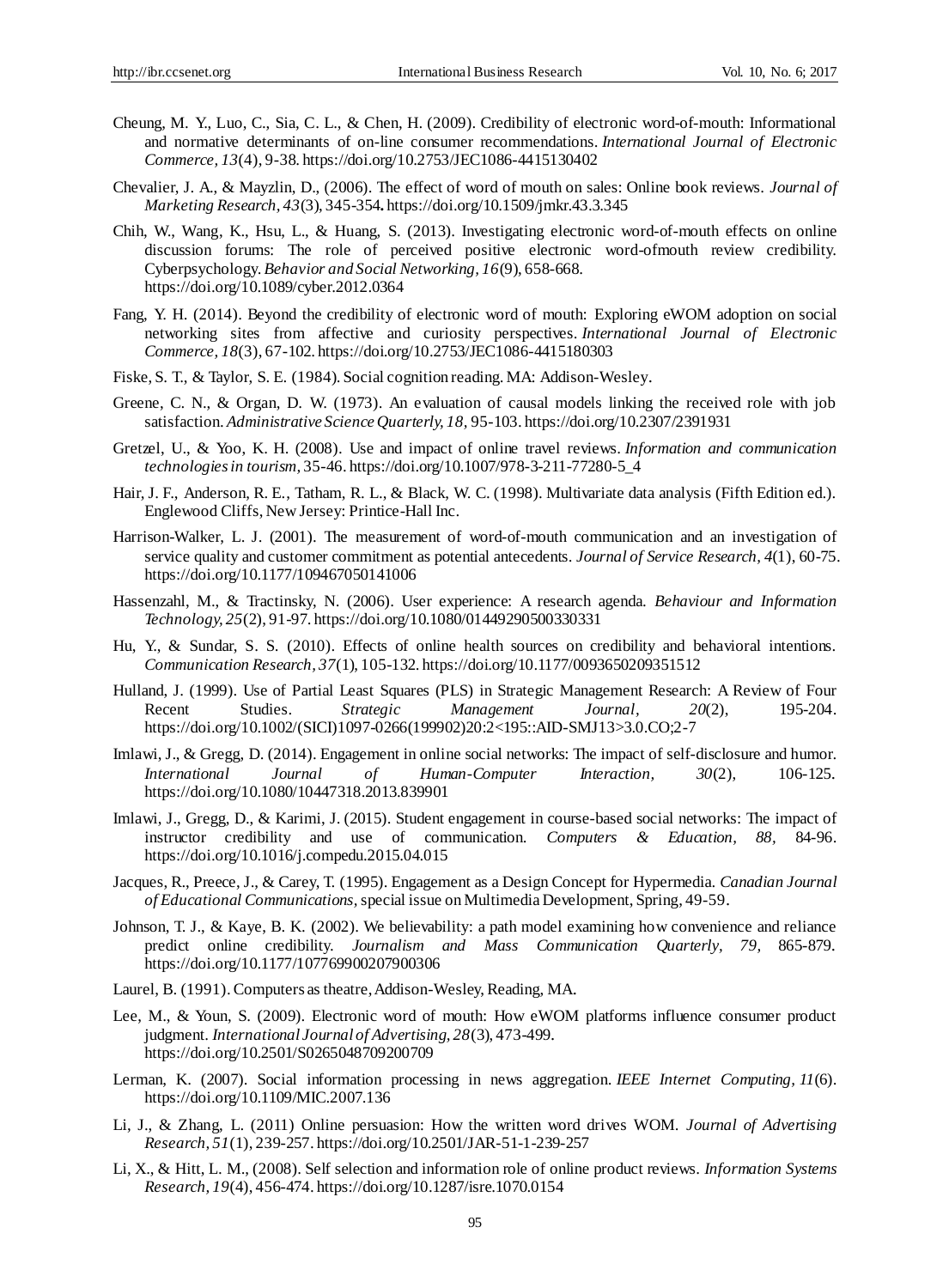Cheung, M. Y., Luo, C., Sia, C. L., & Chen, H. (2009). Credibility of electronic word-of-mouth: Informational and normative determinants of on-line consumer recommendations. *International Journal of Electronic Commerce, 13*(4), 9-38. https://doi.org/10.2753/JEC1086-4415130402

Chevalier, J. A., & Mayzlin, D., (2006). The effect of word of mouth on sales: Online book reviews. *Journal of Marketing Research, 43*(3), 345-354**.** https://doi.org/10.1509/jmkr.43.3.345

Chih, W., Wang, K., Hsu, L., & Huang, S. (2013). Investigating electronic word-of-mouth effects on online discussion forums: The role of perceived positive electronic word-ofmouth review credibility. Cyberpsychology. *Behavior and Social Networking, 16*(9), 658-668. https://doi.org/10.1089/cyber.2012.0364

Fang, Y. H. (2014). Beyond the credibility of electronic word of mouth: Exploring eWOM adoption on social networking sites from affective and curiosity perspectives. *International Journal of Electronic Commerce, 18*(3), 67-102. https://doi.org/10.2753/JEC1086-4415180303

Fiske, S. T., & Taylor, S. E. (1984). Social cognition reading. MA: Addison-Wesley.

Greene, C. N., & Organ, D. W. (1973). An evaluation of causal models linking the received role with job satisfaction. *Administrative Science Quarterly, 18,* 95-103. https://doi.org/10.2307/2391931

Gretzel, U., & Yoo, K. H. (2008). Use and impact of online travel reviews. *Information and communication technologies in tourism,* 35-46. https://doi.org/10.1007/978-3-211-77280-5_4

Hair, J. F., Anderson, R. E., Tatham, R. L., & Black, W. C. (1998). Multivariate data analysis (Fifth Edition ed.). Englewood Cliffs, New Jersey: Printice-Hall Inc.

Harrison-Walker, L. J. (2001). The measurement of word-of-mouth communication and an investigation of service quality and customer commitment as potential antecedents. *Journal of Service Research, 4*(1), 60-75. https://doi.org/10.1177/109467050141006

Hassenzahl, M., & Tractinsky, N. (2006). User experience: A research agenda. *Behaviour and Information Technology, 25*(2), 91-97. https://doi.org/10.1080/01449290500330331

Hu, Y., & Sundar, S. S. (2010). Effects of online health sources on credibility and behavioral intentions. *Communication Research, 37*(1), 105-132. https://doi.org/10.1177/0093650209351512

Hulland, J. (1999). Use of Partial Least Squares (PLS) in Strategic Management Research: A Review of Four Recent Studies. *Strategic Management Journal, 20*(2), 195-204. https://doi.org/10.1002/(SICI)1097-0266(199902)20:2<195::AID-SMJ13>3.0.CO;2-7

Imlawi, J., & Gregg, D. (2014). Engagement in online social networks: The impact of self-disclosure and humor. *International Journal of Human-Computer Interaction, 30*(2), 106-125. https://doi.org/10.1080/10447318.2013.839901

Imlawi, J., Gregg, D., & Karimi, J. (2015). Student engagement in course-based social networks: The impact of instructor credibility and use of communication. *Computers & Education, 88,* 84-96. https://doi.org/10.1016/j.compedu.2015.04.015

Jacques, R., Preece, J., & Carey, T. (1995). Engagement as a Design Concept for Hypermedia. *Canadian Journal of Educational Communications,* special issue on Multimedia Development, Spring, 49-59.

Johnson, T. J., & Kaye, B. K. (2002). We believability: a path model examining how convenience and reliance predict online credibility. *Journalism and Mass Communication Quarterly, 79,* 865-879. https://doi.org/10.1177/107769900207900306

Laurel, B. (1991). Computers as theatre, Addison-Wesley, Reading, MA.

Lee, M., & Youn, S. (2009). Electronic word of mouth: How eWOM platforms influence consumer product judgment. *International Journal of Advertising, 28*(3), 473-499. https://doi.org/10.2501/S0265048709200709

Lerman, K. (2007). Social information processing in news aggregation. *IEEE Internet Computing, 11*(6). https://doi.org/10.1109/MIC.2007.136

Li, J., & Zhang, L. (2011) Online persuasion: How the written word drives WOM. *Journal of Advertising Research, 51*(1), 239-257. https://doi.org/10.2501/JAR-51-1-239-257

Li, X., & Hitt, L. M., (2008). Self selection and information role of online product reviews. *Information Systems Research, 19*(4), 456-474. https://doi.org/10.1287/isre.1070.0154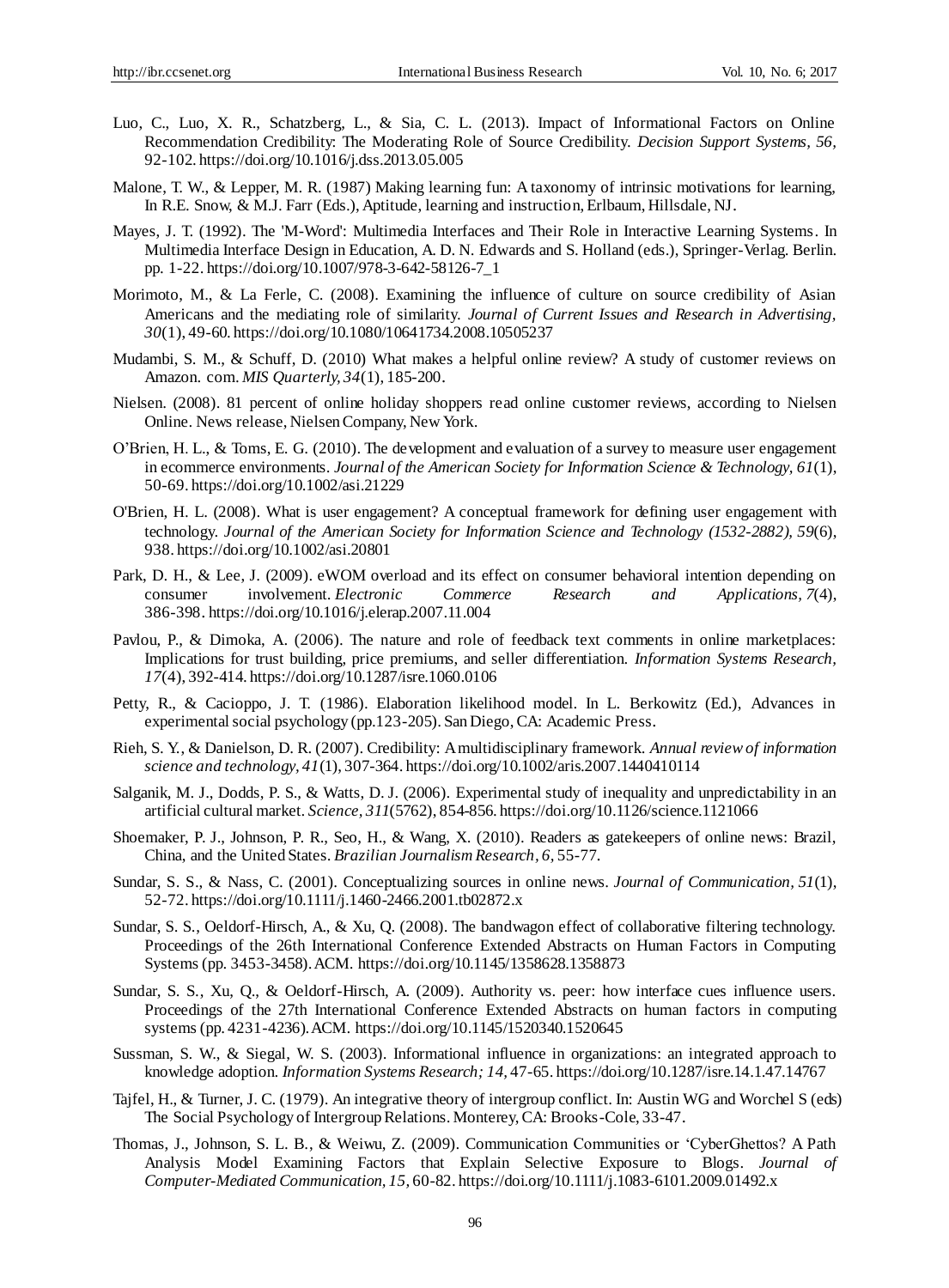Luo, C., Luo, X. R., Schatzberg, L., & Sia, C. L. (2013). Impact of Informational Factors on Online Recommendation Credibility: The Moderating Role of Source Credibility. *Decision Support Systems, 56*, 92-102. https://doi.org/10.1016/j.dss.2013.05.005

Malone, T. W., & Lepper, M. R. (1987) Making learning fun: A taxonomy of intrinsic motivations for learning, In R.E. Snow, & M.J. Farr (Eds.), Aptitude, learning and instruction, Erlbaum, Hillsdale, NJ.

Mayes, J. T. (1992). The 'M-Word': Multimedia Interfaces and Their Role in Interactive Learning Systems. In Multimedia Interface Design in Education, A. D. N. Edwards and S. Holland (eds.), Springer-Verlag. Berlin. pp. 1-22. https://doi.org/10.1007/978-3-642-58126-7_1

Morimoto, M., & La Ferle, C. (2008). Examining the influence of culture on source credibility of Asian Americans and the mediating role of similarity. *Journal of Current Issues and Research in Advertising, 30*(1), 49-60. https://doi.org/10.1080/10641734.2008.10505237

Mudambi, S. M., & Schuff, D. (2010) What makes a helpful online review? A study of customer reviews on Amazon. com. *MIS Quarterly, 34*(1), 185-200.

Nielsen. (2008). 81 percent of online holiday shoppers read online customer reviews, according to Nielsen Online. News release, Nielsen Company, New York.

O'Brien, H. L., & Toms, E. G. (2010). The development and evaluation of a survey to measure user engagement in ecommerce environments. *Journal of the American Society for Information Science & Technology, 61*(1), 50-69. https://doi.org/10.1002/asi.21229

O'Brien, H. L. (2008). What is user engagement? A conceptual framework for defining user engagement with technology. *Journal of the American Society for Information Science and Technology (1532-2882), 59*(6), 938. https://doi.org/10.1002/asi.20801

Park, D. H., & Lee, J. (2009). eWOM overload and its effect on consumer behavioral intention depending on consumer involvement. *Electronic Commerce Research and Applications, 7*(4), 386-398. https://doi.org/10.1016/j.elerap.2007.11.004

Pavlou, P., & Dimoka, A. (2006). The nature and role of feedback text comments in online marketplaces: Implications for trust building, price premiums, and seller differentiation. *Information Systems Research, 17*(4), 392-414. https://doi.org/10.1287/isre.1060.0106

Petty, R., & Cacioppo, J. T. (1986). Elaboration likelihood model. In L. Berkowitz (Ed.), Advances in experimental social psychology (pp.123-205). San Diego, CA: Academic Press.

Rieh, S. Y., & Danielson, D. R. (2007). Credibility: A multidisciplinary framework. *Annual review of information science and technology, 41*(1), 307-364. https://doi.org/10.1002/aris.2007.1440410114

Salganik, M. J., Dodds, P. S., & Watts, D. J. (2006). Experimental study of inequality and unpredictability in an artificial cultural market. *Science, 311*(5762), 854-856. https://doi.org/10.1126/science.1121066

Shoemaker, P. J., Johnson, P. R., Seo, H., & Wang, X. (2010). Readers as gatekeepers of online news: Brazil, China, and the United States. *Brazilian Journalism Research, 6*, 55-77.

Sundar, S. S., & Nass, C. (2001). Conceptualizing sources in online news. *Journal of Communication, 51*(1), 52-72. https://doi.org/10.1111/j.1460-2466.2001.tb02872.x

Sundar, S. S., Oeldorf-Hirsch, A., & Xu, Q. (2008). The bandwagon effect of collaborative filtering technology. Proceedings of the 26th International Conference Extended Abstracts on Human Factors in Computing Systems (pp. 3453-3458). ACM. https://doi.org/10.1145/1358628.1358873

Sundar, S. S., Xu, Q., & Oeldorf-Hirsch, A. (2009). Authority vs. peer: how interface cues influence users. Proceedings of the 27th International Conference Extended Abstracts on human factors in computing systems (pp. 4231-4236). ACM. https://doi.org/10.1145/1520340.1520645

Sussman, S. W., & Siegal, W. S. (2003). Informational influence in organizations: an integrated approach to knowledge adoption. *Information Systems Research; 14*, 47-65. https://doi.org/10.1287/isre.14.1.47.14767

Tajfel, H., & Turner, J. C. (1979). An integrative theory of intergroup conflict. In: Austin WG and Worchel S (eds) The Social Psychology of Intergroup Relations. Monterey, CA: Brooks-Cole, 33-47.

Thomas, J., Johnson, S. L. B., & Weiwu, Z. (2009). Communication Communities or 'CyberGhettos? A Path Analysis Model Examining Factors that Explain Selective Exposure to Blogs. *Journal of Computer-Mediated Communication, 15*, 60-82. https://doi.org/10.1111/j.1083-6101.2009.01492.x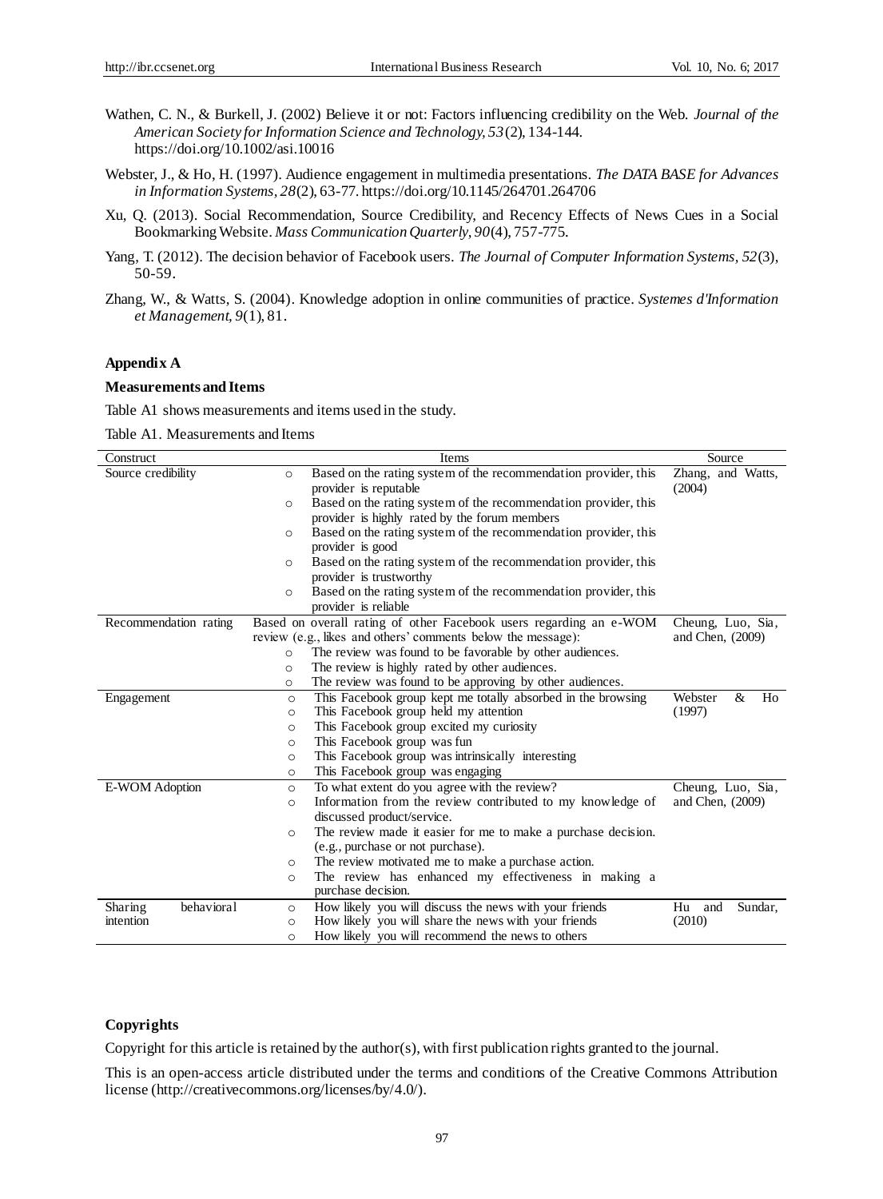Wathen, C. N., & Burkell, J. (2002) Believe it or not: Factors influencing credibility on the Web. *Journal of the American Society for Information Science and Technology, 53*(2), 134-144. https://doi.org/10.1002/asi.10016

Webster, J., & Ho, H. (1997). Audience engagement in multimedia presentations. *The DATA BASE for Advances in Information Systems, 28*(2), 63-77. https://doi.org/10.1145/264701.264706

Xu, Q. (2013). Social Recommendation, Source Credibility, and Recency Effects of News Cues in a Social Bookmarking Website. *Mass Communication Quarterly, 90*(4), 757-775.

Yang, T. (2012). The decision behavior of Facebook users. *The Journal of Computer Information Systems, 52*(3), 50-59.

Zhang, W., & Watts, S. (2004). Knowledge adoption in online communities of practice. *Systemes d'Information et Management, 9*(1), 81.

**Appendix A**

**Measurements and Items**

Table A1 shows measurements and items used in the study.

Table A1. Measurements and Items

| Construct | Items | Source |
|---|---|---|
| Source credibility | ○ Based on the rating system of the recommendation provider, this provider is reputable<br>○ Based on the rating system of the recommendation provider, this provider is highly rated by the forum members<br>○ Based on the rating system of the recommendation provider, this provider is good<br>○ Based on the rating system of the recommendation provider, this provider is trustworthy<br>○ Based on the rating system of the recommendation provider, this provider is reliable | Zhang, and Watts, (2004) |
| Recommendation rating | Based on overall rating of other Facebook users regarding an e-WOM review (e.g., likes and others' comments below the message):<br>○ The review was found to be favorable by other audiences.<br>○ The review is highly rated by other audiences.<br>○ The review was found to be approving by other audiences. | Cheung, Luo, Sia, and Chen, (2009) |
| Engagement | ○ This Facebook group kept me totally absorbed in the browsing<br>○ This Facebook group held my attention<br>○ This Facebook group excited my curiosity<br>○ This Facebook group was fun<br>○ This Facebook group was intrinsically interesting<br>○ This Facebook group was engaging | Webster & Ho (1997) |
| E-WOM Adoption | ○ To what extent do you agree with the review?<br>○ Information from the review contributed to my knowledge of discussed product/service.<br>○ The review made it easier for me to make a purchase decision. (e.g., purchase or not purchase).<br>○ The review motivated me to make a purchase action.<br>○ The review has enhanced my effectiveness in making a purchase decision. | Cheung, Luo, Sia, and Chen, (2009) |
| Sharing behavioral intention | ○ How likely you will discuss the news with your friends<br>○ How likely you will share the news with your friends<br>○ How likely you will recommend the news to others | Hu and Sundar, (2010) |

**Copyrights**

Copyright for this article is retained by the author(s), with first publication rights granted to the journal.

This is an open-access article distributed under the terms and conditions of the Creative Commons Attribution license (http://creativecommons.org/licenses/by/4.0/).